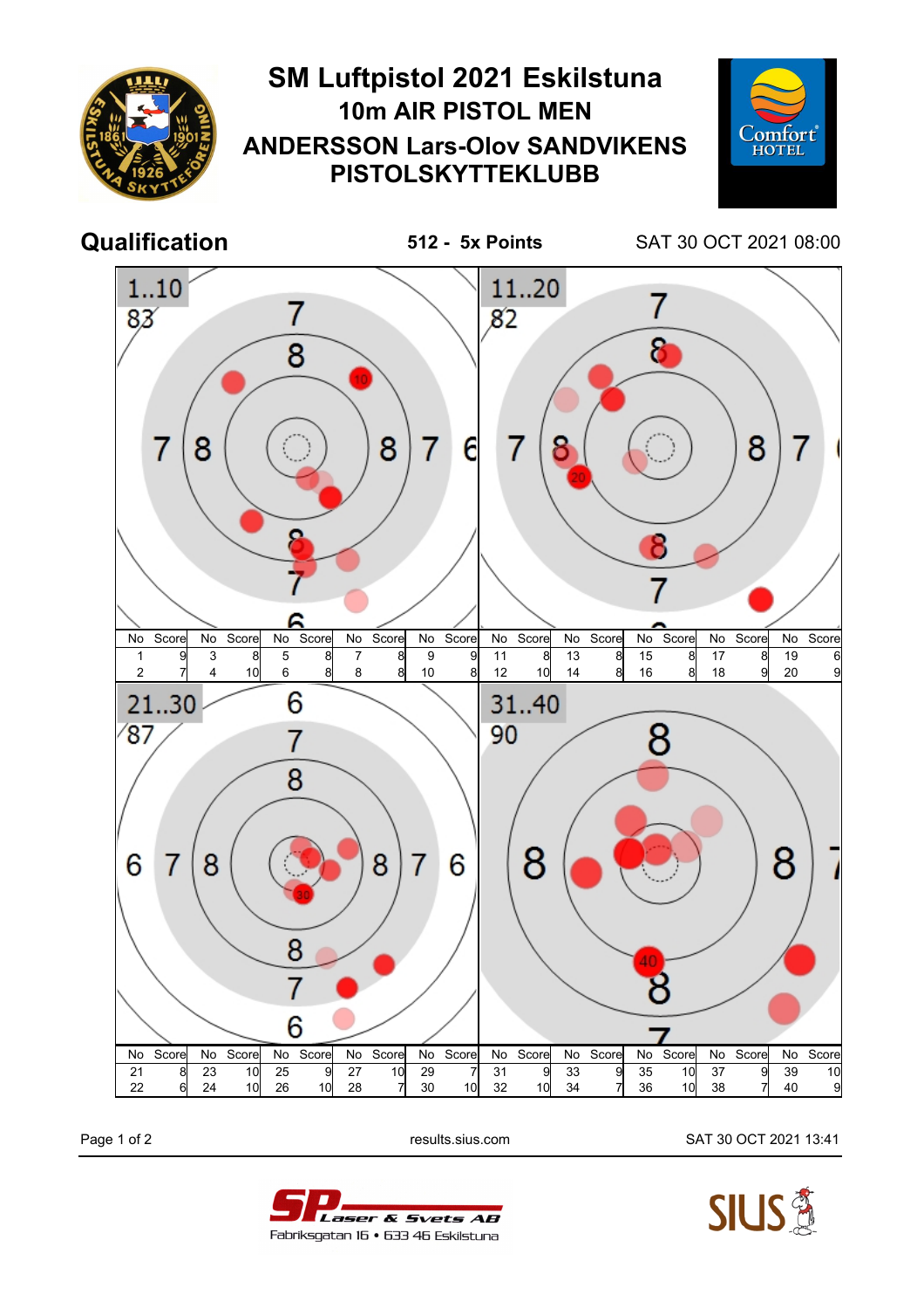# SM Luftpistol 2021 Eskilstuna

## 10m AIR PISTOL MEN

## ANDERSSON Lars-Olov SANDVIKENS PISTOLSKYTTEKLUBB

**Qualification** — **512 - 5x Points** — SAT 30 OCT 2021 08:00

**1..10** — 83

| No | Score | No | Score | No | Score | No | Score | No | Score |
|---|---|---|---|---|---|---|---|---|---|
| 1 | 9 | 3 | 8 | 5 | 8 | 7 | 8 | 9 | 9 |
| 2 | 7 | 4 | 10 | 6 | 8 | 8 | 8 | 10 | 8 |

**11..20** — 82

| No | Score | No | Score | No | Score | No | Score | No | Score |
|---|---|---|---|---|---|---|---|---|---|
| 11 | 8 | 13 | 8 | 15 | 8 | 17 | 8 | 19 | 6 |
| 12 | 10 | 14 | 8 | 16 | 8 | 18 | 9 | 20 | 9 |

**21..30** — 87

| No | Score | No | Score | No | Score | No | Score | No | Score |
|---|---|---|---|---|---|---|---|---|---|
| 21 | 8 | 23 | 10 | 25 | 9 | 27 | 10 | 29 | 7 |
| 22 | 6 | 24 | 10 | 26 | 10 | 28 | 7 | 30 | 10 |

**31..40** — 90

| No | Score | No | Score | No | Score | No | Score | No | Score |
|---|---|---|---|---|---|---|---|---|---|
| 31 | 9 | 33 | 9 | 35 | 10 | 37 | 9 | 39 | 10 |
| 32 | 10 | 34 | 7 | 36 | 10 | 38 | 7 | 40 | 9 |

results.sius.com — SAT 30 OCT 2021 13:41

SP Laser & Svets AB
Fabriksgatan 16 • 633 46 Eskilstuna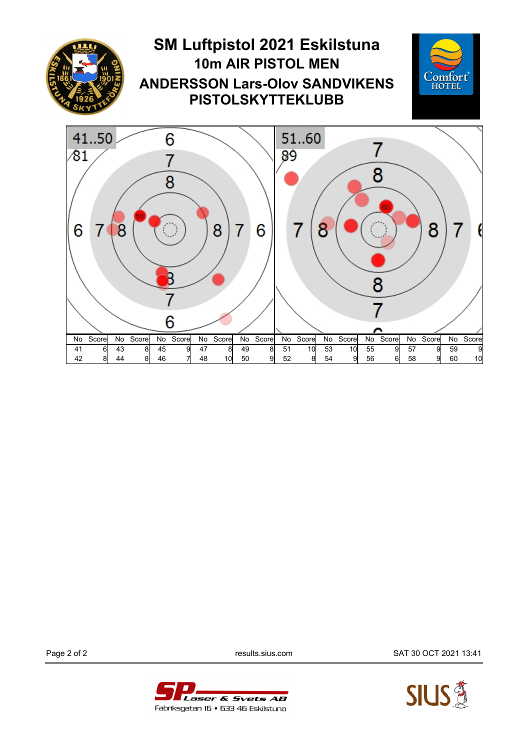# SM Luftpistol 2021 Eskilstuna

## 10m AIR PISTOL MEN

## ANDERSSON Lars-Olov SANDVIKENS PISTOLSKYTTEKLUBB

41..50

81

51..60

89

| No | Score | No | Score | No | Score | No | Score | No | Score | No | Score | No | Score | No | Score | No | Score | No | Score |
|---|---|---|---|---|---|---|---|---|---|---|---|---|---|---|---|---|---|---|---|
| 41 | 6 | 43 | 8 | 45 | 9 | 47 | 8 | 49 | 8 | 51 | 10 | 53 | 10 | 55 | 9 | 57 | 9 | 59 | 9 |
| 42 | 8 | 44 | 8 | 46 | 7 | 48 | 10 | 50 | 9 | 52 | 8 | 54 | 9 | 56 | 6 | 58 | 9 | 60 | 10 |

results.sius.com

SAT 30 OCT 2021 13:41

SP Laser & Svets AB
Fabriksgatan 16 • 633 46 Eskilstuna

SIUS